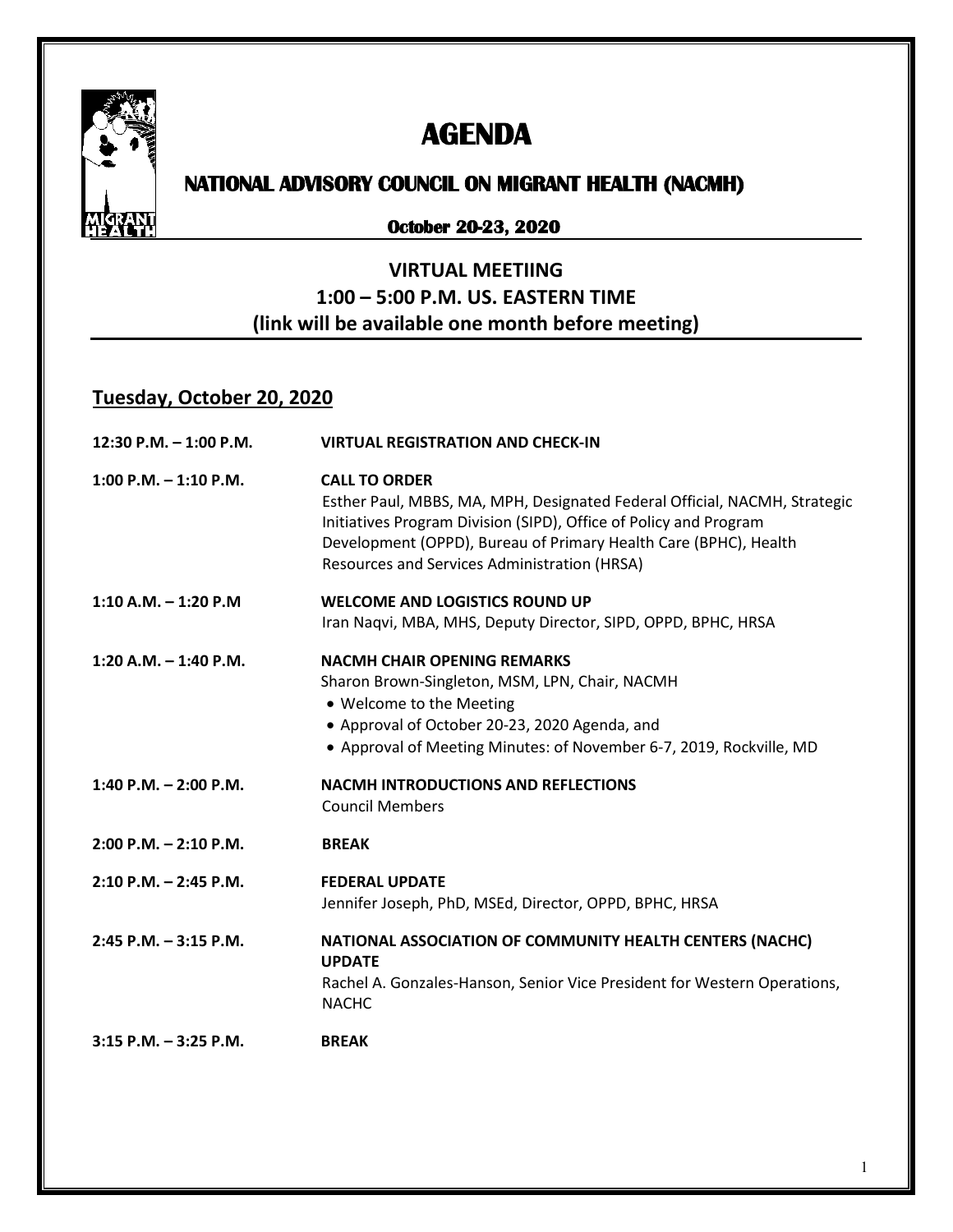# AGENDA

## NATIONAL ADVISORY COUNCIL ON MIGRANT HEALTH (NACMH)

**October 20-23, 2020**

### VIRTUAL MEETIING
### 1:00 – 5:00 P.M. US. EASTERN TIME
### (link will be available one month before meeting)

## Tuesday, October 20, 2020

**12:30 P.M. – 1:00 P.M.** **VIRTUAL REGISTRATION AND CHECK-IN**

**1:00 P.M. – 1:10 P.M.** **CALL TO ORDER**
Esther Paul, MBBS, MA, MPH, Designated Federal Official, NACMH, Strategic Initiatives Program Division (SIPD), Office of Policy and Program Development (OPPD), Bureau of Primary Health Care (BPHC), Health Resources and Services Administration (HRSA)

**1:10 A.M. – 1:20 P.M** **WELCOME AND LOGISTICS ROUND UP**
Iran Naqvi, MBA, MHS, Deputy Director, SIPD, OPPD, BPHC, HRSA

**1:20 A.M. – 1:40 P.M.** **NACMH CHAIR OPENING REMARKS**
Sharon Brown-Singleton, MSM, LPN, Chair, NACMH
- Welcome to the Meeting
- Approval of October 20-23, 2020 Agenda, and
- Approval of Meeting Minutes: of November 6-7, 2019, Rockville, MD

**1:40 P.M. – 2:00 P.M.** **NACMH INTRODUCTIONS AND REFLECTIONS**
Council Members

**2:00 P.M. – 2:10 P.M.** **BREAK**

**2:10 P.M. – 2:45 P.M.** **FEDERAL UPDATE**
Jennifer Joseph, PhD, MSEd, Director, OPPD, BPHC, HRSA

**2:45 P.M. – 3:15 P.M.** **NATIONAL ASSOCIATION OF COMMUNITY HEALTH CENTERS (NACHC) UPDATE**
Rachel A. Gonzales-Hanson, Senior Vice President for Western Operations, NACHC

**3:15 P.M. – 3:25 P.M.** **BREAK**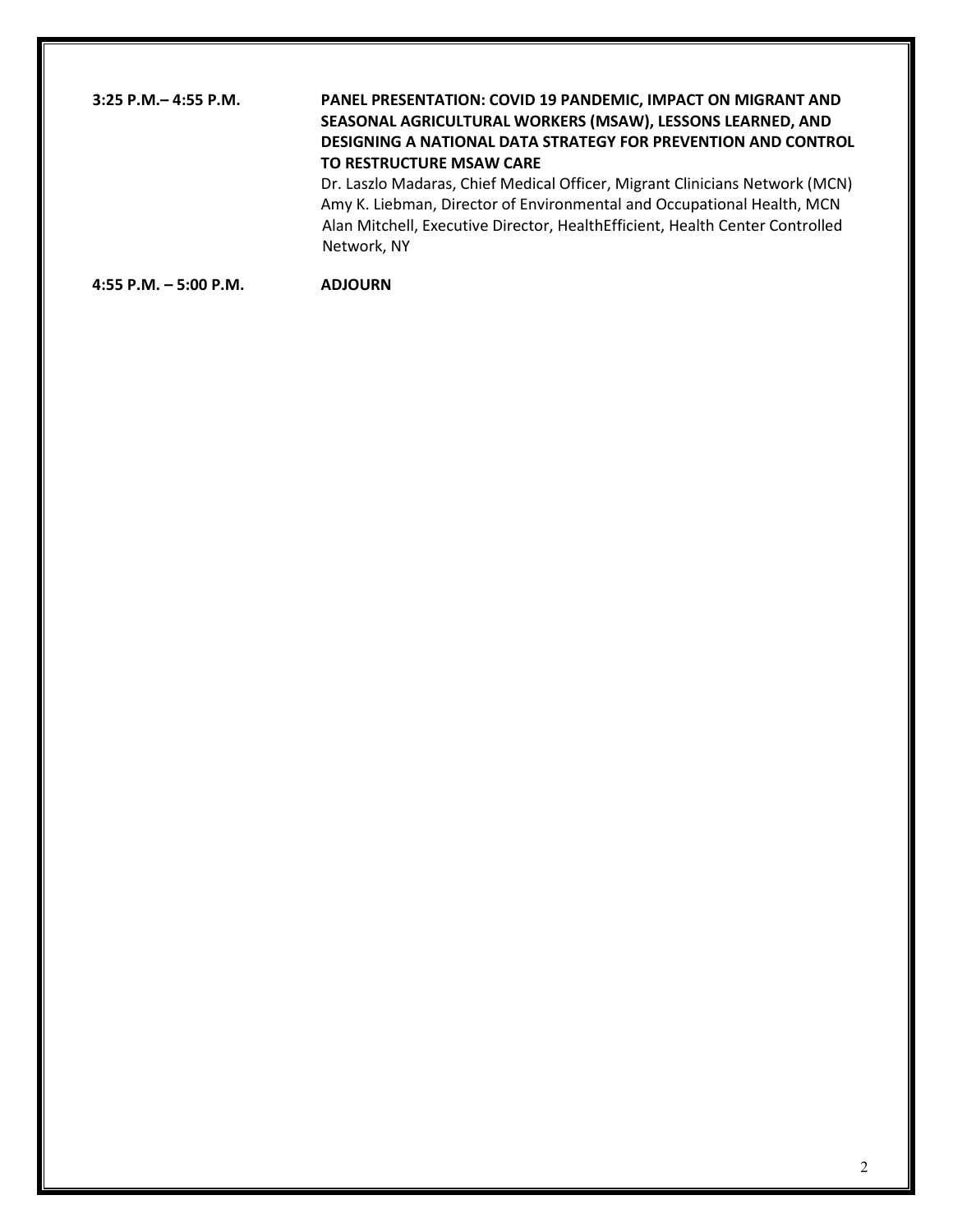**3:25 P.M.– 4:55 P.M.** **PANEL PRESENTATION: COVID 19 PANDEMIC, IMPACT ON MIGRANT AND SEASONAL AGRICULTURAL WORKERS (MSAW), LESSONS LEARNED, AND DESIGNING A NATIONAL DATA STRATEGY FOR PREVENTION AND CONTROL TO RESTRUCTURE MSAW CARE**

Dr. Laszlo Madaras, Chief Medical Officer, Migrant Clinicians Network (MCN)
Amy K. Liebman, Director of Environmental and Occupational Health, MCN
Alan Mitchell, Executive Director, HealthEfficient, Health Center Controlled Network, NY

**4:55 P.M. – 5:00 P.M.** **ADJOURN**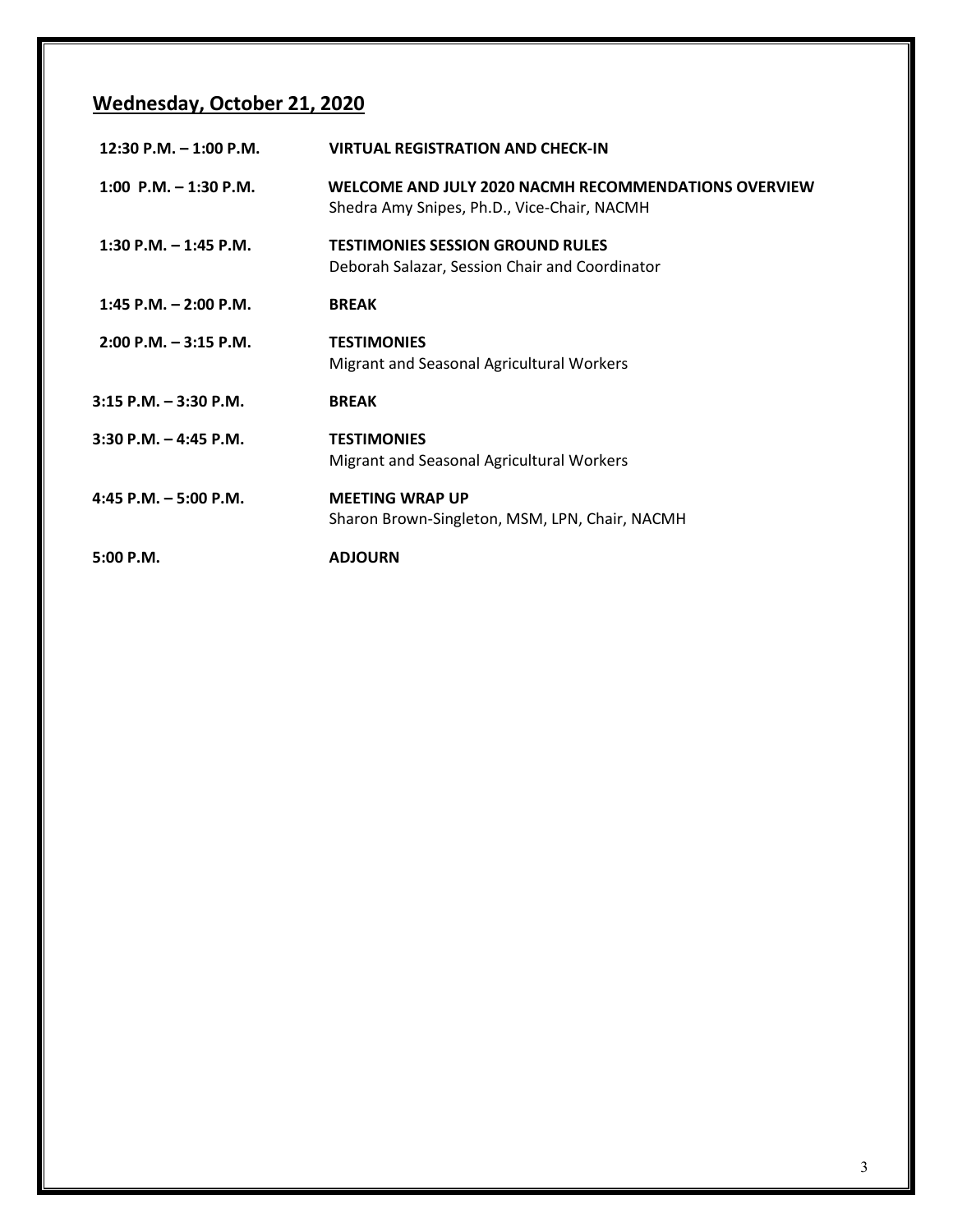## Wednesday, October 21, 2020

| | |
|---|---|
| **12:30 P.M. – 1:00 P.M.** | **VIRTUAL REGISTRATION AND CHECK-IN** |
| **1:00 P.M. – 1:30 P.M.** | **WELCOME AND JULY 2020 NACMH RECOMMENDATIONS OVERVIEW**<br>Shedra Amy Snipes, Ph.D., Vice-Chair, NACMH |
| **1:30 P.M. – 1:45 P.M.** | **TESTIMONIES SESSION GROUND RULES**<br>Deborah Salazar, Session Chair and Coordinator |
| **1:45 P.M. – 2:00 P.M.** | **BREAK** |
| **2:00 P.M. – 3:15 P.M.** | **TESTIMONIES**<br>Migrant and Seasonal Agricultural Workers |
| **3:15 P.M. – 3:30 P.M.** | **BREAK** |
| **3:30 P.M. – 4:45 P.M.** | **TESTIMONIES**<br>Migrant and Seasonal Agricultural Workers |
| **4:45 P.M. – 5:00 P.M.** | **MEETING WRAP UP**<br>Sharon Brown-Singleton, MSM, LPN, Chair, NACMH |
| **5:00 P.M.** | **ADJOURN** |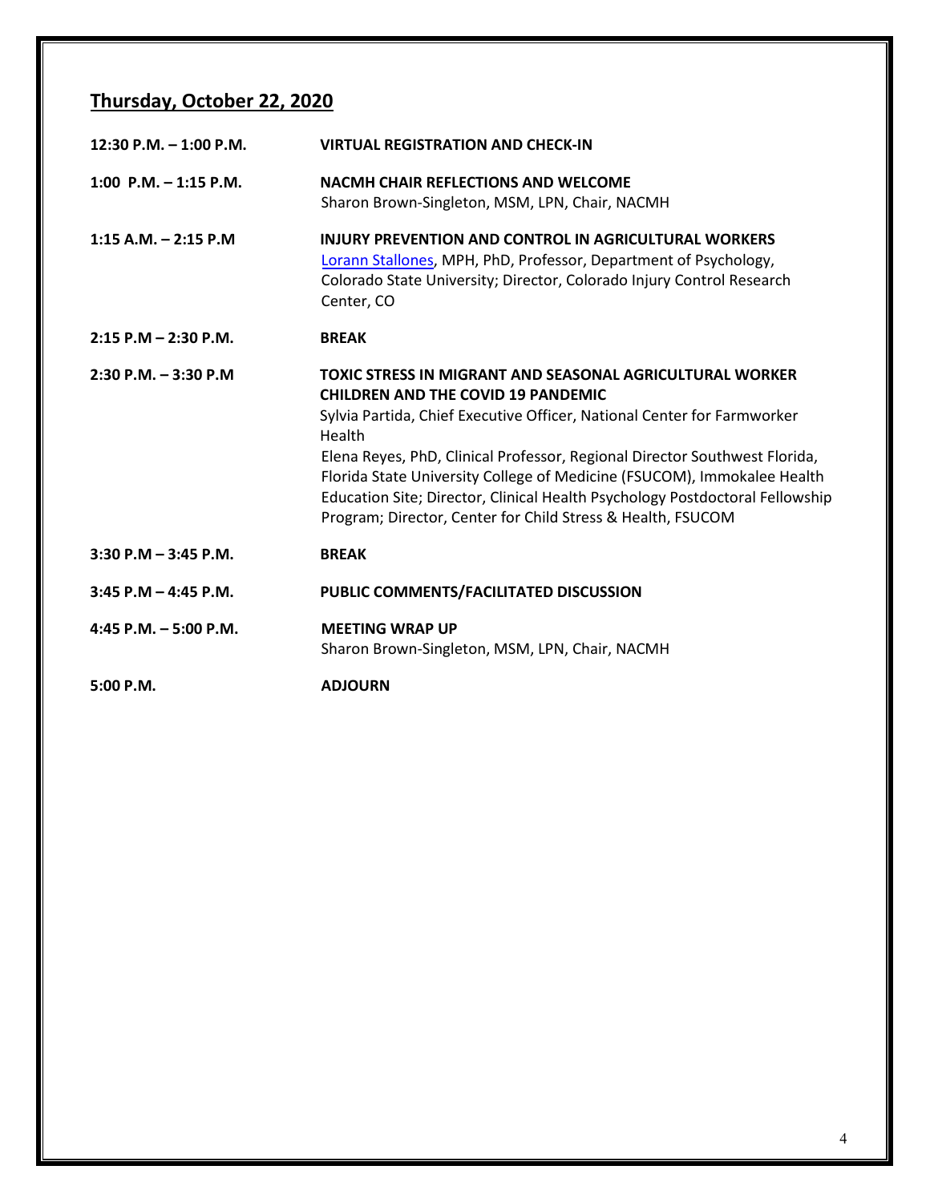## Thursday, October 22, 2020

| | |
|---|---|
| **12:30 P.M. – 1:00 P.M.** | **VIRTUAL REGISTRATION AND CHECK-IN** |
| **1:00 P.M. – 1:15 P.M.** | **NACMH CHAIR REFLECTIONS AND WELCOME**<br>Sharon Brown-Singleton, MSM, LPN, Chair, NACMH |
| **1:15 A.M. – 2:15 P.M** | **INJURY PREVENTION AND CONTROL IN AGRICULTURAL WORKERS**<br>Lorann Stallones, MPH, PhD, Professor, Department of Psychology, Colorado State University; Director, Colorado Injury Control Research Center, CO |
| **2:15 P.M – 2:30 P.M.** | **BREAK** |
| **2:30 P.M. – 3:30 P.M** | **TOXIC STRESS IN MIGRANT AND SEASONAL AGRICULTURAL WORKER CHILDREN AND THE COVID 19 PANDEMIC**<br>Sylvia Partida, Chief Executive Officer, National Center for Farmworker Health<br>Elena Reyes, PhD, Clinical Professor, Regional Director Southwest Florida, Florida State University College of Medicine (FSUCOM), Immokalee Health Education Site; Director, Clinical Health Psychology Postdoctoral Fellowship Program; Director, Center for Child Stress & Health, FSUCOM |
| **3:30 P.M – 3:45 P.M.** | **BREAK** |
| **3:45 P.M – 4:45 P.M.** | **PUBLIC COMMENTS/FACILITATED DISCUSSION** |
| **4:45 P.M. – 5:00 P.M.** | **MEETING WRAP UP**<br>Sharon Brown-Singleton, MSM, LPN, Chair, NACMH |
| **5:00 P.M.** | **ADJOURN** |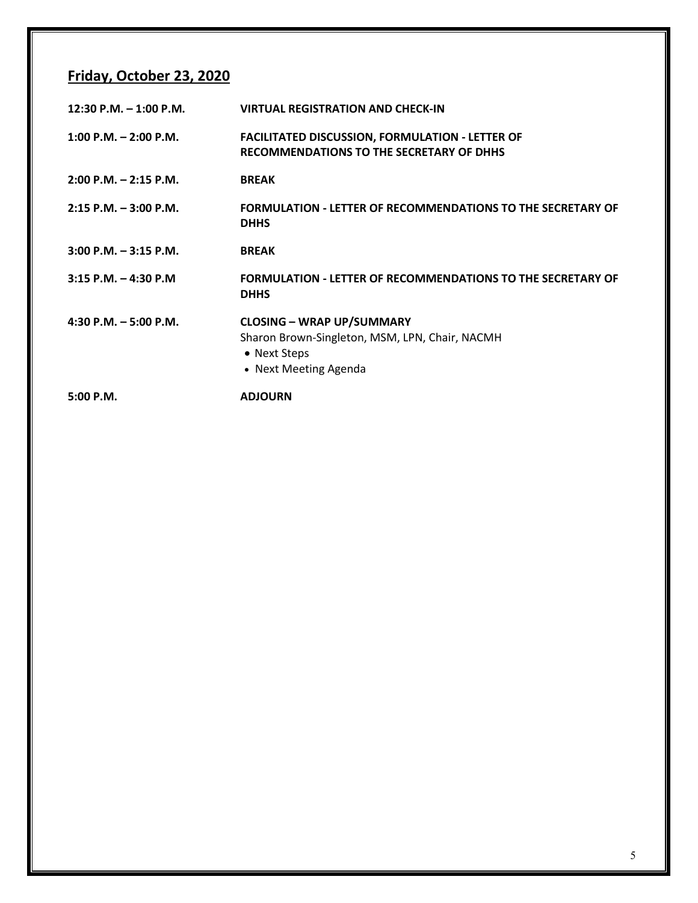## Friday, October 23, 2020

| | |
|---|---|
| **12:30 P.M. – 1:00 P.M.** | **VIRTUAL REGISTRATION AND CHECK-IN** |
| **1:00 P.M. – 2:00 P.M.** | **FACILITATED DISCUSSION, FORMULATION - LETTER OF RECOMMENDATIONS TO THE SECRETARY OF DHHS** |
| **2:00 P.M. – 2:15 P.M.** | **BREAK** |
| **2:15 P.M. – 3:00 P.M.** | **FORMULATION - LETTER OF RECOMMENDATIONS TO THE SECRETARY OF DHHS** |
| **3:00 P.M. – 3:15 P.M.** | **BREAK** |
| **3:15 P.M. – 4:30 P.M** | **FORMULATION - LETTER OF RECOMMENDATIONS TO THE SECRETARY OF DHHS** |
| **4:30 P.M. – 5:00 P.M.** | **CLOSING – WRAP UP/SUMMARY**<br>Sharon Brown-Singleton, MSM, LPN, Chair, NACMH<br>• Next Steps<br>• Next Meeting Agenda |
| **5:00 P.M.** | **ADJOURN** |